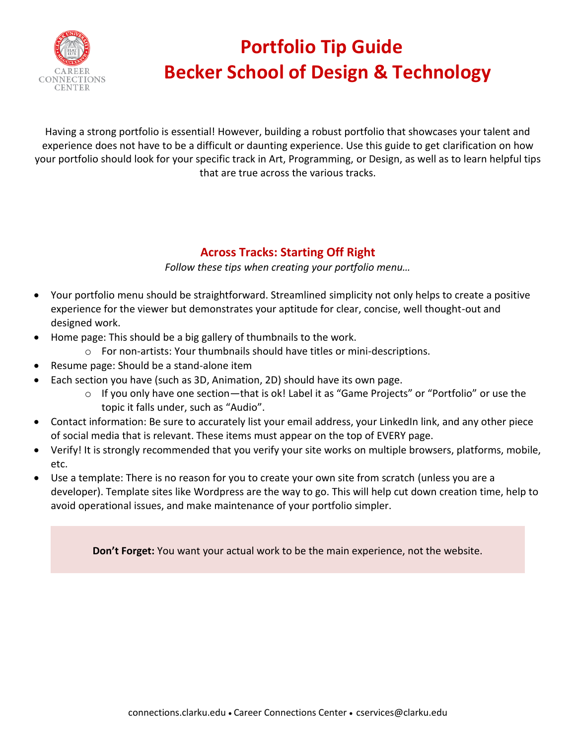# Portfolio Tip Guide
# Becker School of Design & Technology

Having a strong portfolio is essential! However, building a robust portfolio that showcases your talent and experience does not have to be a difficult or daunting experience. Use this guide to get clarification on how your portfolio should look for your specific track in Art, Programming, or Design, as well as to learn helpful tips that are true across the various tracks.

## Across Tracks: Starting Off Right

*Follow these tips when creating your portfolio menu…*

- Your portfolio menu should be straightforward. Streamlined simplicity not only helps to create a positive experience for the viewer but demonstrates your aptitude for clear, concise, well thought-out and designed work.
- Home page: This should be a big gallery of thumbnails to the work.
  - For non-artists: Your thumbnails should have titles or mini-descriptions.
- Resume page: Should be a stand-alone item
- Each section you have (such as 3D, Animation, 2D) should have its own page.
  - If you only have one section—that is ok! Label it as "Game Projects" or "Portfolio" or use the topic it falls under, such as "Audio".
- Contact information: Be sure to accurately list your email address, your LinkedIn link, and any other piece of social media that is relevant. These items must appear on the top of EVERY page.
- Verify! It is strongly recommended that you verify your site works on multiple browsers, platforms, mobile, etc.
- Use a template: There is no reason for you to create your own site from scratch (unless you are a developer). Template sites like Wordpress are the way to go. This will help cut down creation time, help to avoid operational issues, and make maintenance of your portfolio simpler.

**Don't Forget:** You want your actual work to be the main experience, not the website.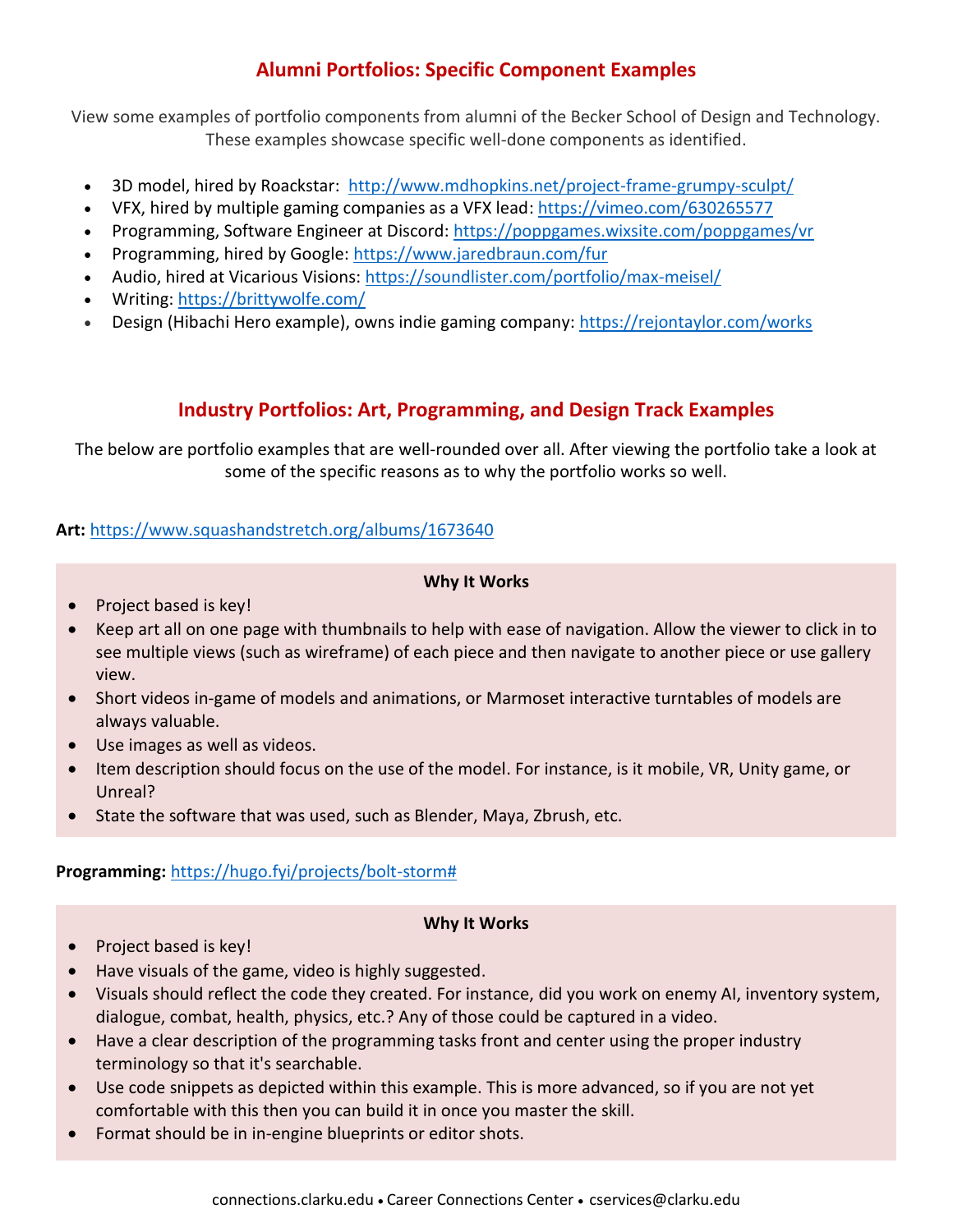## Alumni Portfolios: Specific Component Examples

View some examples of portfolio components from alumni of the Becker School of Design and Technology. These examples showcase specific well-done components as identified.

- 3D model, hired by Roackstar: http://www.mdhopkins.net/project-frame-grumpy-sculpt/
- VFX, hired by multiple gaming companies as a VFX lead: https://vimeo.com/630265577
- Programming, Software Engineer at Discord: https://poppgames.wixsite.com/poppgames/vr
- Programming, hired by Google: https://www.jaredbraun.com/fur
- Audio, hired at Vicarious Visions: https://soundlister.com/portfolio/max-meisel/
- Writing: https://brittywolfe.com/
- Design (Hibachi Hero example), owns indie gaming company: https://rejontaylor.com/works

## Industry Portfolios: Art, Programming, and Design Track Examples

The below are portfolio examples that are well-rounded over all. After viewing the portfolio take a look at some of the specific reasons as to why the portfolio works so well.

**Art:** https://www.squashandstretch.org/albums/1673640

**Why It Works**

- Project based is key!
- Keep art all on one page with thumbnails to help with ease of navigation. Allow the viewer to click in to see multiple views (such as wireframe) of each piece and then navigate to another piece or use gallery view.
- Short videos in-game of models and animations, or Marmoset interactive turntables of models are always valuable.
- Use images as well as videos.
- Item description should focus on the use of the model. For instance, is it mobile, VR, Unity game, or Unreal?
- State the software that was used, such as Blender, Maya, Zbrush, etc.

**Programming:** https://hugo.fyi/projects/bolt-storm#

**Why It Works**

- Project based is key!
- Have visuals of the game, video is highly suggested.
- Visuals should reflect the code they created. For instance, did you work on enemy AI, inventory system, dialogue, combat, health, physics, etc.? Any of those could be captured in a video.
- Have a clear description of the programming tasks front and center using the proper industry terminology so that it's searchable.
- Use code snippets as depicted within this example. This is more advanced, so if you are not yet comfortable with this then you can build it in once you master the skill.
- Format should be in in-engine blueprints or editor shots.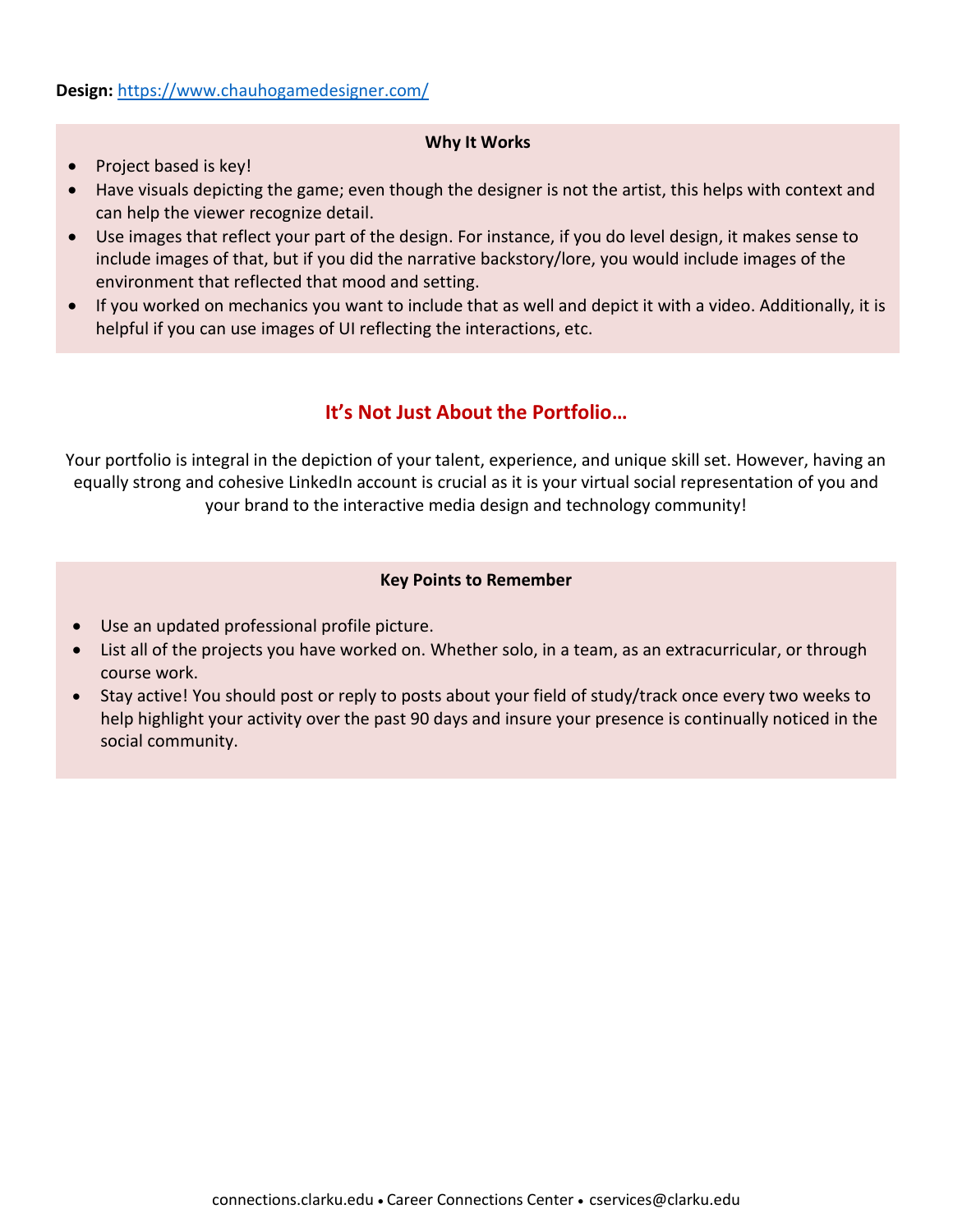**Design:** https://www.chauhogamedesigner.com/

**Why It Works**

- Project based is key!
- Have visuals depicting the game; even though the designer is not the artist, this helps with context and can help the viewer recognize detail.
- Use images that reflect your part of the design. For instance, if you do level design, it makes sense to include images of that, but if you did the narrative backstory/lore, you would include images of the environment that reflected that mood and setting.
- If you worked on mechanics you want to include that as well and depict it with a video. Additionally, it is helpful if you can use images of UI reflecting the interactions, etc.

## It's Not Just About the Portfolio…

Your portfolio is integral in the depiction of your talent, experience, and unique skill set. However, having an equally strong and cohesive LinkedIn account is crucial as it is your virtual social representation of you and your brand to the interactive media design and technology community!

**Key Points to Remember**

- Use an updated professional profile picture.
- List all of the projects you have worked on. Whether solo, in a team, as an extracurricular, or through course work.
- Stay active! You should post or reply to posts about your field of study/track once every two weeks to help highlight your activity over the past 90 days and insure your presence is continually noticed in the social community.